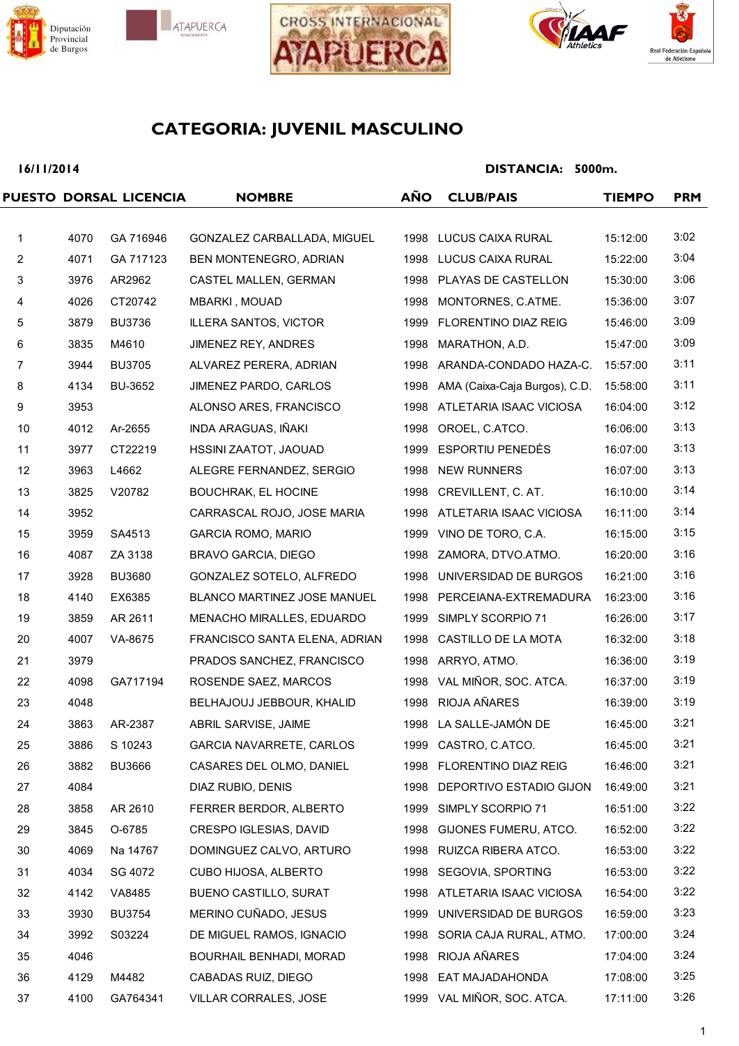Diputación Provincial de Burgos

ATAPUERCA

CROSS INTERNACIONAL ATAPUERCA

IAAF Athletics

Real Federación Española de Atletismo

# CATEGORIA: JUVENIL MASCULINO

**16/11/2014** **DISTANCIA: 5000m.**

| PUESTO | DORSAL | LICENCIA | NOMBRE | AÑO | CLUB/PAIS | TIEMPO | PRM |
|---|---|---|---|---|---|---|---|
| 1 | 4070 | GA 716946 | GONZALEZ CARBALLADA, MIGUEL | 1998 | LUCUS CAIXA RURAL | 15:12:00 | 3:02 |
| 2 | 4071 | GA 717123 | BEN MONTENEGRO, ADRIAN | 1998 | LUCUS CAIXA RURAL | 15:22:00 | 3:04 |
| 3 | 3976 | AR2962 | CASTEL MALLEN, GERMAN | 1998 | PLAYAS DE CASTELLON | 15:30:00 | 3:06 |
| 4 | 4026 | CT20742 | MBARKI , MOUAD | 1998 | MONTORNES, C.ATME. | 15:36:00 | 3:07 |
| 5 | 3879 | BU3736 | ILLERA SANTOS, VICTOR | 1999 | FLORENTINO DIAZ REIG | 15:46:00 | 3:09 |
| 6 | 3835 | M4610 | JIMENEZ REY, ANDRES | 1998 | MARATHON, A.D. | 15:47:00 | 3:09 |
| 7 | 3944 | BU3705 | ALVAREZ PERERA, ADRIAN | 1998 | ARANDA-CONDADO HAZA-C. | 15:57:00 | 3:11 |
| 8 | 4134 | BU-3652 | JIMENEZ PARDO, CARLOS | 1998 | AMA (Caixa-Caja Burgos), C.D. | 15:58:00 | 3:11 |
| 9 | 3953 | | ALONSO ARES, FRANCISCO | 1998 | ATLETARIA ISAAC VICIOSA | 16:04:00 | 3:12 |
| 10 | 4012 | Ar-2655 | INDA ARAGUAS, IÑAKI | 1998 | OROEL, C.ATCO. | 16:06:00 | 3:13 |
| 11 | 3977 | CT22219 | HSSINI ZAATOT, JAOUAD | 1999 | ESPORTIU PENEDÈS | 16:07:00 | 3:13 |
| 12 | 3963 | L4662 | ALEGRE FERNANDEZ, SERGIO | 1998 | NEW RUNNERS | 16:07:00 | 3:13 |
| 13 | 3825 | V20782 | BOUCHRAK, EL HOCINE | 1998 | CREVILLENT, C. AT. | 16:10:00 | 3:14 |
| 14 | 3952 | | CARRASCAL ROJO, JOSE MARIA | 1998 | ATLETARIA ISAAC VICIOSA | 16:11:00 | 3:14 |
| 15 | 3959 | SA4513 | GARCIA ROMO, MARIO | 1999 | VINO DE TORO, C.A. | 16:15:00 | 3:15 |
| 16 | 4087 | ZA 3138 | BRAVO GARCIA, DIEGO | 1998 | ZAMORA, DTVO.ATMO. | 16:20:00 | 3:16 |
| 17 | 3928 | BU3680 | GONZALEZ SOTELO, ALFREDO | 1998 | UNIVERSIDAD DE BURGOS | 16:21:00 | 3:16 |
| 18 | 4140 | EX6385 | BLANCO MARTINEZ JOSE MANUEL | 1998 | PERCEIANA-EXTREMADURA | 16:23:00 | 3:16 |
| 19 | 3859 | AR 2611 | MENACHO MIRALLES, EDUARDO | 1999 | SIMPLY SCORPIO 71 | 16:26:00 | 3:17 |
| 20 | 4007 | VA-8675 | FRANCISCO SANTA ELENA, ADRIAN | 1998 | CASTILLO DE LA MOTA | 16:32:00 | 3:18 |
| 21 | 3979 | | PRADOS SANCHEZ, FRANCISCO | 1998 | ARRYO, ATMO. | 16:36:00 | 3:19 |
| 22 | 4098 | GA717194 | ROSENDE SAEZ, MARCOS | 1998 | VAL MIÑOR, SOC. ATCA. | 16:37:00 | 3:19 |
| 23 | 4048 | | BELHAJOUJ JEBBOUR, KHALID | 1998 | RIOJA AÑARES | 16:39:00 | 3:19 |
| 24 | 3863 | AR-2387 | ABRIL SARVISE, JAIME | 1998 | LA SALLE-JAMÓN DE | 16:45:00 | 3:21 |
| 25 | 3886 | S 10243 | GARCIA NAVARRETE, CARLOS | 1999 | CASTRO, C.ATCO. | 16:45:00 | 3:21 |
| 26 | 3882 | BU3666 | CASARES DEL OLMO, DANIEL | 1998 | FLORENTINO DIAZ REIG | 16:46:00 | 3:21 |
| 27 | 4084 | | DIAZ RUBIO, DENIS | 1998 | DEPORTIVO ESTADIO GIJON | 16:49:00 | 3:21 |
| 28 | 3858 | AR 2610 | FERRER BERDOR, ALBERTO | 1999 | SIMPLY SCORPIO 71 | 16:51:00 | 3:22 |
| 29 | 3845 | O-6785 | CRESPO IGLESIAS, DAVID | 1998 | GIJONES FUMERU, ATCO. | 16:52:00 | 3:22 |
| 30 | 4069 | Na 14767 | DOMINGUEZ CALVO, ARTURO | 1998 | RUIZCA RIBERA ATCO. | 16:53:00 | 3:22 |
| 31 | 4034 | SG 4072 | CUBO HIJOSA, ALBERTO | 1998 | SEGOVIA, SPORTING | 16:53:00 | 3:22 |
| 32 | 4142 | VA8485 | BUENO CASTILLO, SURAT | 1998 | ATLETARIA ISAAC VICIOSA | 16:54:00 | 3:22 |
| 33 | 3930 | BU3754 | MERINO CUÑADO, JESUS | 1999 | UNIVERSIDAD DE BURGOS | 16:59:00 | 3:23 |
| 34 | 3992 | S03224 | DE MIGUEL RAMOS, IGNACIO | 1998 | SORIA CAJA RURAL, ATMO. | 17:00:00 | 3:24 |
| 35 | 4046 | | BOURHAIL BENHADI, MORAD | 1998 | RIOJA AÑARES | 17:04:00 | 3:24 |
| 36 | 4129 | M4482 | CABADAS RUIZ, DIEGO | 1998 | EAT MAJADAHONDA | 17:08:00 | 3:25 |
| 37 | 4100 | GA764341 | VILLAR CORRALES, JOSE | 1999 | VAL MIÑOR, SOC. ATCA. | 17:11:00 | 3:26 |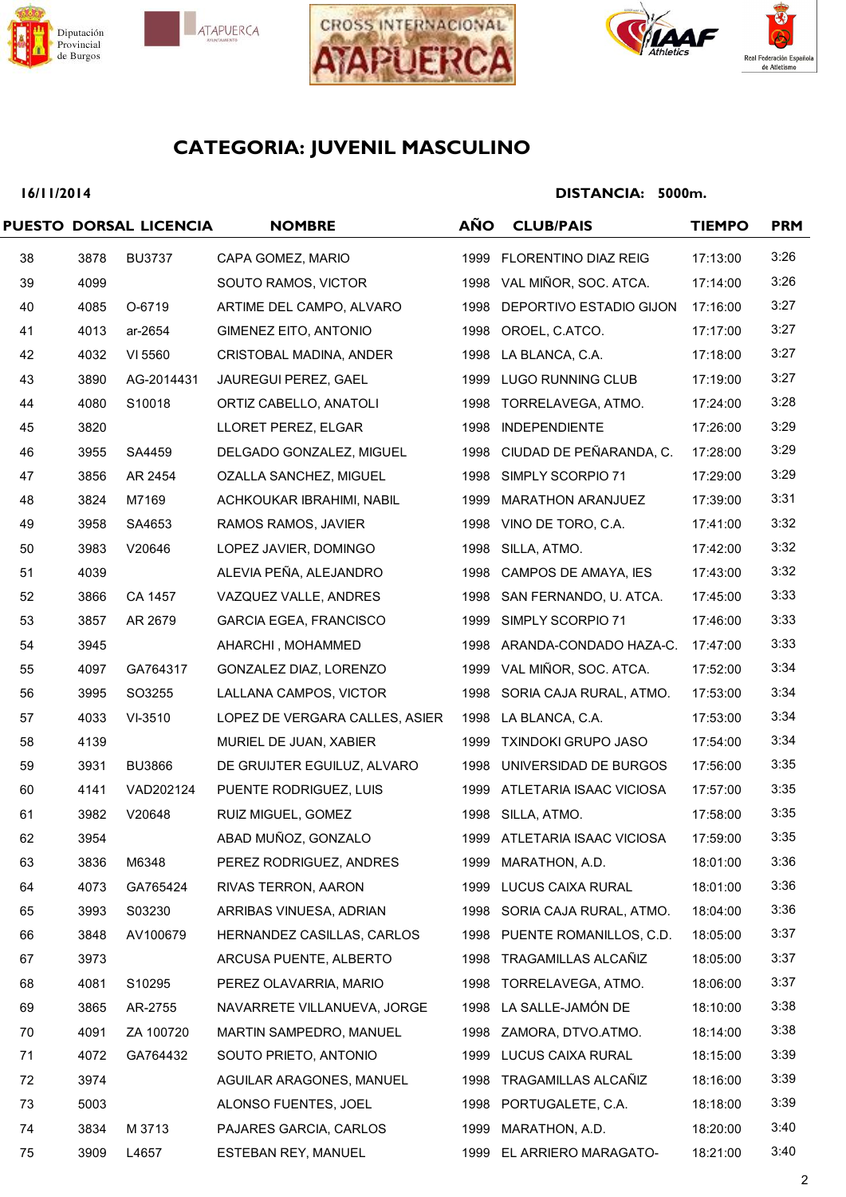## CATEGORIA: JUVENIL MASCULINO

**16/11/2014** **DISTANCIA: 5000m.**

| PUESTO | DORSAL | LICENCIA | NOMBRE | AÑO | CLUB/PAIS | TIEMPO | PRM |
|---|---|---|---|---|---|---|---|
| 38 | 3878 | BU3737 | CAPA GOMEZ, MARIO | 1999 | FLORENTINO DIAZ REIG | 17:13:00 | 3:26 |
| 39 | 4099 | | SOUTO RAMOS, VICTOR | 1998 | VAL MIÑOR, SOC. ATCA. | 17:14:00 | 3:26 |
| 40 | 4085 | O-6719 | ARTIME DEL CAMPO, ALVARO | 1998 | DEPORTIVO ESTADIO GIJON | 17:16:00 | 3:27 |
| 41 | 4013 | ar-2654 | GIMENEZ EITO, ANTONIO | 1998 | OROEL, C.ATCO. | 17:17:00 | 3:27 |
| 42 | 4032 | VI 5560 | CRISTOBAL MADINA, ANDER | 1998 | LA BLANCA, C.A. | 17:18:00 | 3:27 |
| 43 | 3890 | AG-2014431 | JAUREGUI PEREZ, GAEL | 1999 | LUGO RUNNING CLUB | 17:19:00 | 3:27 |
| 44 | 4080 | S10018 | ORTIZ CABELLO, ANATOLI | 1998 | TORRELAVEGA, ATMO. | 17:24:00 | 3:28 |
| 45 | 3820 | | LLORET PEREZ, ELGAR | 1998 | INDEPENDIENTE | 17:26:00 | 3:29 |
| 46 | 3955 | SA4459 | DELGADO GONZALEZ, MIGUEL | 1998 | CIUDAD DE PEÑARANDA, C. | 17:28:00 | 3:29 |
| 47 | 3856 | AR 2454 | OZALLA SANCHEZ, MIGUEL | 1998 | SIMPLY SCORPIO 71 | 17:29:00 | 3:29 |
| 48 | 3824 | M7169 | ACHKOUKAR IBRAHIMI, NABIL | 1999 | MARATHON ARANJUEZ | 17:39:00 | 3:31 |
| 49 | 3958 | SA4653 | RAMOS RAMOS, JAVIER | 1998 | VINO DE TORO, C.A. | 17:41:00 | 3:32 |
| 50 | 3983 | V20646 | LOPEZ JAVIER, DOMINGO | 1998 | SILLA, ATMO. | 17:42:00 | 3:32 |
| 51 | 4039 | | ALEVIA PEÑA, ALEJANDRO | 1998 | CAMPOS DE AMAYA, IES | 17:43:00 | 3:32 |
| 52 | 3866 | CA 1457 | VAZQUEZ VALLE, ANDRES | 1998 | SAN FERNANDO, U. ATCA. | 17:45:00 | 3:33 |
| 53 | 3857 | AR 2679 | GARCIA EGEA, FRANCISCO | 1999 | SIMPLY SCORPIO 71 | 17:46:00 | 3:33 |
| 54 | 3945 | | AHARCHI , MOHAMMED | 1998 | ARANDA-CONDADO HAZA-C. | 17:47:00 | 3:33 |
| 55 | 4097 | GA764317 | GONZALEZ DIAZ, LORENZO | 1999 | VAL MIÑOR, SOC. ATCA. | 17:52:00 | 3:34 |
| 56 | 3995 | SO3255 | LALLANA CAMPOS, VICTOR | 1998 | SORIA CAJA RURAL, ATMO. | 17:53:00 | 3:34 |
| 57 | 4033 | VI-3510 | LOPEZ DE VERGARA CALLES, ASIER | 1998 | LA BLANCA, C.A. | 17:53:00 | 3:34 |
| 58 | 4139 | | MURIEL DE JUAN, XABIER | 1999 | TXINDOKI GRUPO JASO | 17:54:00 | 3:34 |
| 59 | 3931 | BU3866 | DE GRUIJTER EGUILUZ, ALVARO | 1998 | UNIVERSIDAD DE BURGOS | 17:56:00 | 3:35 |
| 60 | 4141 | VAD202124 | PUENTE RODRIGUEZ, LUIS | 1999 | ATLETARIA ISAAC VICIOSA | 17:57:00 | 3:35 |
| 61 | 3982 | V20648 | RUIZ MIGUEL, GOMEZ | 1998 | SILLA, ATMO. | 17:58:00 | 3:35 |
| 62 | 3954 | | ABAD MUÑOZ, GONZALO | 1999 | ATLETARIA ISAAC VICIOSA | 17:59:00 | 3:35 |
| 63 | 3836 | M6348 | PEREZ RODRIGUEZ, ANDRES | 1999 | MARATHON, A.D. | 18:01:00 | 3:36 |
| 64 | 4073 | GA765424 | RIVAS TERRON, AARON | 1999 | LUCUS CAIXA RURAL | 18:01:00 | 3:36 |
| 65 | 3993 | S03230 | ARRIBAS VINUESA, ADRIAN | 1998 | SORIA CAJA RURAL, ATMO. | 18:04:00 | 3:36 |
| 66 | 3848 | AV100679 | HERNANDEZ CASILLAS, CARLOS | 1998 | PUENTE ROMANILLOS, C.D. | 18:05:00 | 3:37 |
| 67 | 3973 | | ARCUSA PUENTE, ALBERTO | 1998 | TRAGAMILLAS ALCAÑIZ | 18:05:00 | 3:37 |
| 68 | 4081 | S10295 | PEREZ OLAVARRIA, MARIO | 1998 | TORRELAVEGA, ATMO. | 18:06:00 | 3:37 |
| 69 | 3865 | AR-2755 | NAVARRETE VILLANUEVA, JORGE | 1998 | LA SALLE-JAMÓN DE | 18:10:00 | 3:38 |
| 70 | 4091 | ZA 100720 | MARTIN SAMPEDRO, MANUEL | 1998 | ZAMORA, DTVO.ATMO. | 18:14:00 | 3:38 |
| 71 | 4072 | GA764432 | SOUTO PRIETO, ANTONIO | 1999 | LUCUS CAIXA RURAL | 18:15:00 | 3:39 |
| 72 | 3974 | | AGUILAR ARAGONES, MANUEL | 1998 | TRAGAMILLAS ALCAÑIZ | 18:16:00 | 3:39 |
| 73 | 5003 | | ALONSO FUENTES, JOEL | 1998 | PORTUGALETE, C.A. | 18:18:00 | 3:39 |
| 74 | 3834 | M 3713 | PAJARES GARCIA, CARLOS | 1999 | MARATHON, A.D. | 18:20:00 | 3:40 |
| 75 | 3909 | L4657 | ESTEBAN REY, MANUEL | 1999 | EL ARRIERO MARAGATO- | 18:21:00 | 3:40 |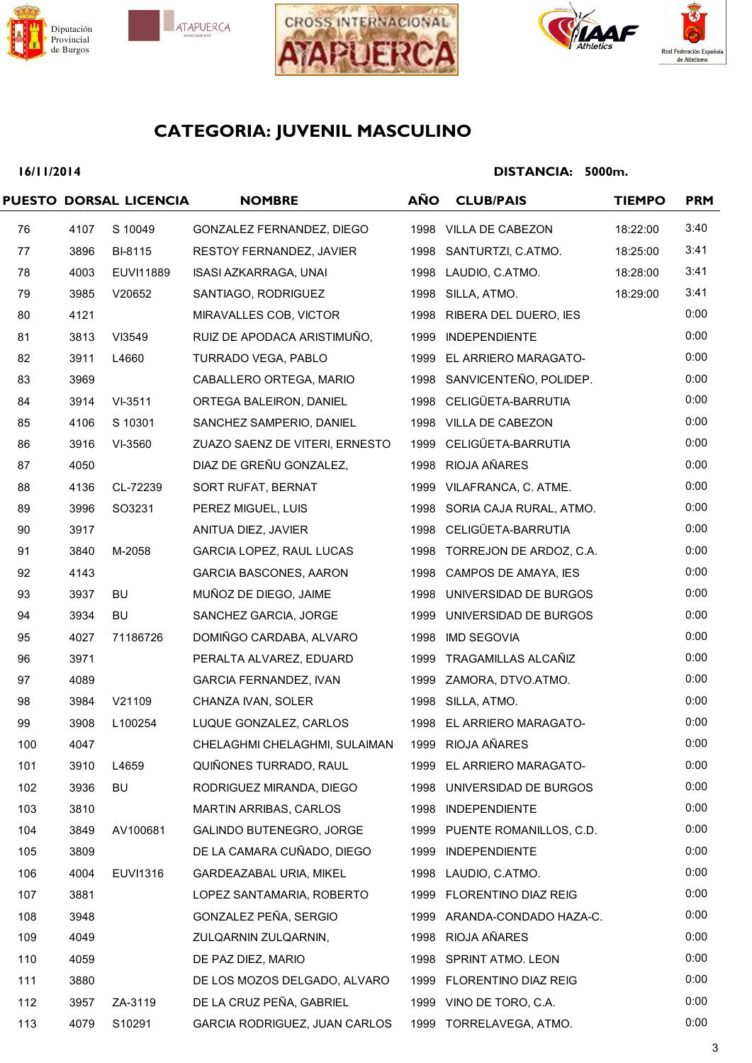## CATEGORIA: JUVENIL MASCULINO

**16/11/2014** **DISTANCIA: 5000m.**

| PUESTO | DORSAL | LICENCIA | NOMBRE | AÑO | CLUB/PAIS | TIEMPO | PRM |
|---|---|---|---|---|---|---|---|
| 76 | 4107 | S 10049 | GONZALEZ FERNANDEZ, DIEGO | 1998 | VILLA DE CABEZON | 18:22:00 | 3:40 |
| 77 | 3896 | BI-8115 | RESTOY FERNANDEZ, JAVIER | 1998 | SANTURTZI, C.ATMO. | 18:25:00 | 3:41 |
| 78 | 4003 | EUVI11889 | ISASI AZKARRAGA, UNAI | 1998 | LAUDIO, C.ATMO. | 18:28:00 | 3:41 |
| 79 | 3985 | V20652 | SANTIAGO, RODRIGUEZ | 1998 | SILLA, ATMO. | 18:29:00 | 3:41 |
| 80 | 4121 | | MIRAVALLES COB, VICTOR | 1998 | RIBERA DEL DUERO, IES | | 0:00 |
| 81 | 3813 | VI3549 | RUIZ DE APODACA ARISTIMUÑO, | 1999 | INDEPENDIENTE | | 0:00 |
| 82 | 3911 | L4660 | TURRADO VEGA, PABLO | 1999 | EL ARRIERO MARAGATO- | | 0:00 |
| 83 | 3969 | | CABALLERO ORTEGA, MARIO | 1998 | SANVICENTEÑO, POLIDEP. | | 0:00 |
| 84 | 3914 | VI-3511 | ORTEGA BALEIRON, DANIEL | 1998 | CELIGÜETA-BARRUTIA | | 0:00 |
| 85 | 4106 | S 10301 | SANCHEZ SAMPERIO, DANIEL | 1998 | VILLA DE CABEZON | | 0:00 |
| 86 | 3916 | VI-3560 | ZUAZO SAENZ DE VITERI, ERNESTO | 1999 | CELIGÜETA-BARRUTIA | | 0:00 |
| 87 | 4050 | | DIAZ DE GREÑU GONZALEZ, | 1998 | RIOJA AÑARES | | 0:00 |
| 88 | 4136 | CL-72239 | SORT RUFAT, BERNAT | 1999 | VILAFRANCA, C. ATME. | | 0:00 |
| 89 | 3996 | SO3231 | PEREZ MIGUEL, LUIS | 1998 | SORIA CAJA RURAL, ATMO. | | 0:00 |
| 90 | 3917 | | ANITUA DIEZ, JAVIER | 1998 | CELIGÜETA-BARRUTIA | | 0:00 |
| 91 | 3840 | M-2058 | GARCIA LOPEZ, RAUL LUCAS | 1998 | TORREJON DE ARDOZ, C.A. | | 0:00 |
| 92 | 4143 | | GARCIA BASCONES, AARON | 1998 | CAMPOS DE AMAYA, IES | | 0:00 |
| 93 | 3937 | BU | MUÑOZ DE DIEGO, JAIME | 1998 | UNIVERSIDAD DE BURGOS | | 0:00 |
| 94 | 3934 | BU | SANCHEZ GARCIA, JORGE | 1999 | UNIVERSIDAD DE BURGOS | | 0:00 |
| 95 | 4027 | 71186726 | DOMIÑGO CARDABA, ALVARO | 1998 | IMD SEGOVIA | | 0:00 |
| 96 | 3971 | | PERALTA ALVAREZ, EDUARD | 1999 | TRAGAMILLAS ALCAÑIZ | | 0:00 |
| 97 | 4089 | | GARCIA FERNANDEZ, IVAN | 1999 | ZAMORA, DTVO.ATMO. | | 0:00 |
| 98 | 3984 | V21109 | CHANZA IVAN, SOLER | 1998 | SILLA, ATMO. | | 0:00 |
| 99 | 3908 | L100254 | LUQUE GONZALEZ, CARLOS | 1998 | EL ARRIERO MARAGATO- | | 0:00 |
| 100 | 4047 | | CHELAGHMI CHELAGHMI, SULAIMAN | 1999 | RIOJA AÑARES | | 0:00 |
| 101 | 3910 | L4659 | QUIÑONES TURRADO, RAUL | 1999 | EL ARRIERO MARAGATO- | | 0:00 |
| 102 | 3936 | BU | RODRIGUEZ MIRANDA, DIEGO | 1998 | UNIVERSIDAD DE BURGOS | | 0:00 |
| 103 | 3810 | | MARTIN ARRIBAS, CARLOS | 1998 | INDEPENDIENTE | | 0:00 |
| 104 | 3849 | AV100681 | GALINDO BUTENEGRO, JORGE | 1999 | PUENTE ROMANILLOS, C.D. | | 0:00 |
| 105 | 3809 | | DE LA CAMARA CUÑADO, DIEGO | 1999 | INDEPENDIENTE | | 0:00 |
| 106 | 4004 | EUVI1316 | GARDEAZABAL URIA, MIKEL | 1998 | LAUDIO, C.ATMO. | | 0:00 |
| 107 | 3881 | | LOPEZ SANTAMARIA, ROBERTO | 1999 | FLORENTINO DIAZ REIG | | 0:00 |
| 108 | 3948 | | GONZALEZ PEÑA, SERGIO | 1999 | ARANDA-CONDADO HAZA-C. | | 0:00 |
| 109 | 4049 | | ZULQARNIN ZULQARNIN, | 1998 | RIOJA AÑARES | | 0:00 |
| 110 | 4059 | | DE PAZ DIEZ, MARIO | 1998 | SPRINT ATMO. LEON | | 0:00 |
| 111 | 3880 | | DE LOS MOZOS DELGADO, ALVARO | 1999 | FLORENTINO DIAZ REIG | | 0:00 |
| 112 | 3957 | ZA-3119 | DE LA CRUZ PEÑA, GABRIEL | 1999 | VINO DE TORO, C.A. | | 0:00 |
| 113 | 4079 | S10291 | GARCIA RODRIGUEZ, JUAN CARLOS | 1999 | TORRELAVEGA, ATMO. | | 0:00 |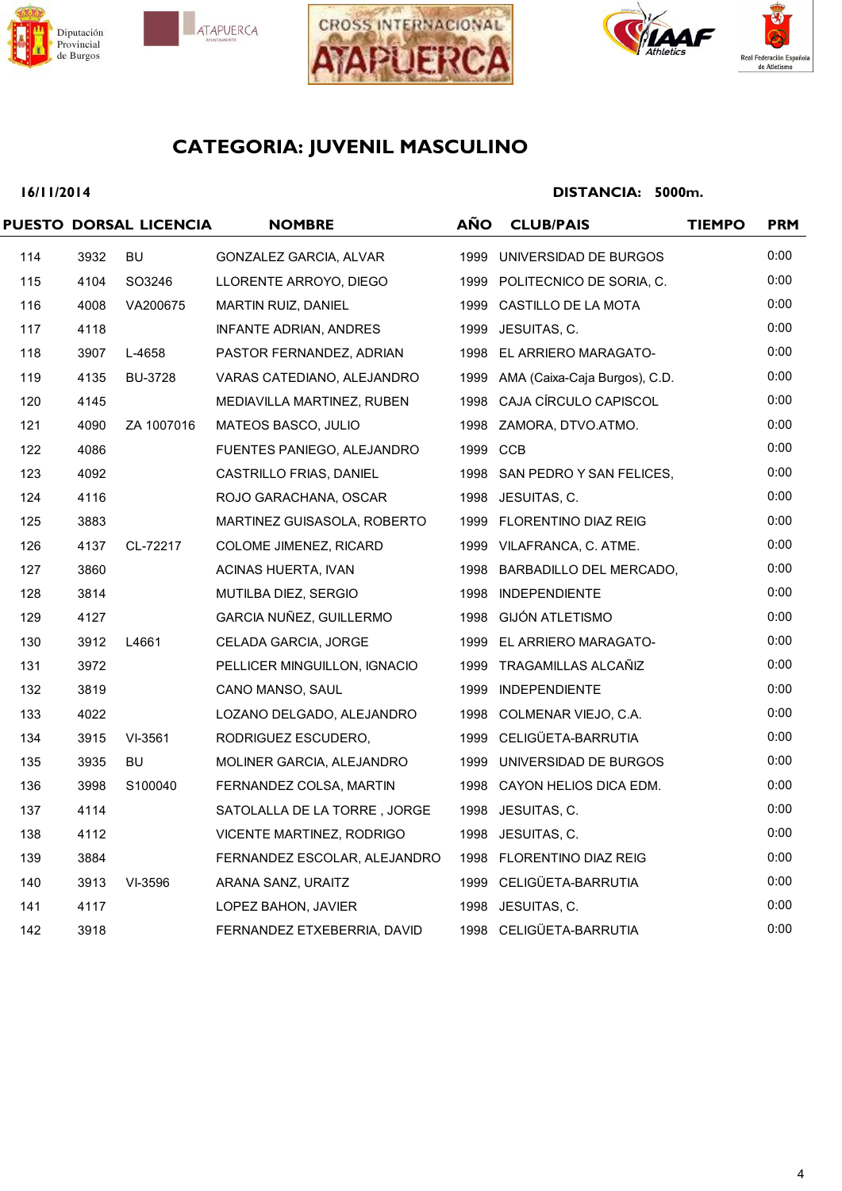## CATEGORIA: JUVENIL MASCULINO

**16/11/2014** **DISTANCIA: 5000m.**

| PUESTO | DORSAL | LICENCIA | NOMBRE | AÑO | CLUB/PAIS | TIEMPO | PRM |
|---|---|---|---|---|---|---|---|
| 114 | 3932 | BU | GONZALEZ GARCIA, ALVAR | 1999 | UNIVERSIDAD DE BURGOS | | 0:00 |
| 115 | 4104 | SO3246 | LLORENTE ARROYO, DIEGO | 1999 | POLITECNICO DE SORIA, C. | | 0:00 |
| 116 | 4008 | VA200675 | MARTIN RUIZ, DANIEL | 1999 | CASTILLO DE LA MOTA | | 0:00 |
| 117 | 4118 | | INFANTE ADRIAN, ANDRES | 1999 | JESUITAS, C. | | 0:00 |
| 118 | 3907 | L-4658 | PASTOR FERNANDEZ, ADRIAN | 1998 | EL ARRIERO MARAGATO- | | 0:00 |
| 119 | 4135 | BU-3728 | VARAS CATEDIANO, ALEJANDRO | 1999 | AMA (Caixa-Caja Burgos), C.D. | | 0:00 |
| 120 | 4145 | | MEDIAVILLA MARTINEZ, RUBEN | 1998 | CAJA CÍRCULO CAPISCOL | | 0:00 |
| 121 | 4090 | ZA 1007016 | MATEOS BASCO, JULIO | 1998 | ZAMORA, DTVO.ATMO. | | 0:00 |
| 122 | 4086 | | FUENTES PANIEGO, ALEJANDRO | 1999 | CCB | | 0:00 |
| 123 | 4092 | | CASTRILLO FRIAS, DANIEL | 1998 | SAN PEDRO Y SAN FELICES, | | 0:00 |
| 124 | 4116 | | ROJO GARACHANA, OSCAR | 1998 | JESUITAS, C. | | 0:00 |
| 125 | 3883 | | MARTINEZ GUISASOLA, ROBERTO | 1999 | FLORENTINO DIAZ REIG | | 0:00 |
| 126 | 4137 | CL-72217 | COLOME JIMENEZ, RICARD | 1999 | VILAFRANCA, C. ATME. | | 0:00 |
| 127 | 3860 | | ACINAS HUERTA, IVAN | 1998 | BARBADILLO DEL MERCADO, | | 0:00 |
| 128 | 3814 | | MUTILBA DIEZ, SERGIO | 1998 | INDEPENDIENTE | | 0:00 |
| 129 | 4127 | | GARCIA NUÑEZ, GUILLERMO | 1998 | GIJÓN ATLETISMO | | 0:00 |
| 130 | 3912 | L4661 | CELADA GARCIA, JORGE | 1999 | EL ARRIERO MARAGATO- | | 0:00 |
| 131 | 3972 | | PELLICER MINGUILLON, IGNACIO | 1999 | TRAGAMILLAS ALCAÑIZ | | 0:00 |
| 132 | 3819 | | CANO MANSO, SAUL | 1999 | INDEPENDIENTE | | 0:00 |
| 133 | 4022 | | LOZANO DELGADO, ALEJANDRO | 1998 | COLMENAR VIEJO, C.A. | | 0:00 |
| 134 | 3915 | VI-3561 | RODRIGUEZ ESCUDERO, | 1999 | CELIGÜETA-BARRUTIA | | 0:00 |
| 135 | 3935 | BU | MOLINER GARCIA, ALEJANDRO | 1999 | UNIVERSIDAD DE BURGOS | | 0:00 |
| 136 | 3998 | S100040 | FERNANDEZ COLSA, MARTIN | 1998 | CAYON HELIOS DICA EDM. | | 0:00 |
| 137 | 4114 | | SATOLALLA DE LA TORRE , JORGE | 1998 | JESUITAS, C. | | 0:00 |
| 138 | 4112 | | VICENTE MARTINEZ, RODRIGO | 1998 | JESUITAS, C. | | 0:00 |
| 139 | 3884 | | FERNANDEZ ESCOLAR, ALEJANDRO | 1998 | FLORENTINO DIAZ REIG | | 0:00 |
| 140 | 3913 | VI-3596 | ARANA SANZ, URAITZ | 1999 | CELIGÜETA-BARRUTIA | | 0:00 |
| 141 | 4117 | | LOPEZ BAHON, JAVIER | 1998 | JESUITAS, C. | | 0:00 |
| 142 | 3918 | | FERNANDEZ ETXEBERRIA, DAVID | 1998 | CELIGÜETA-BARRUTIA | | 0:00 |